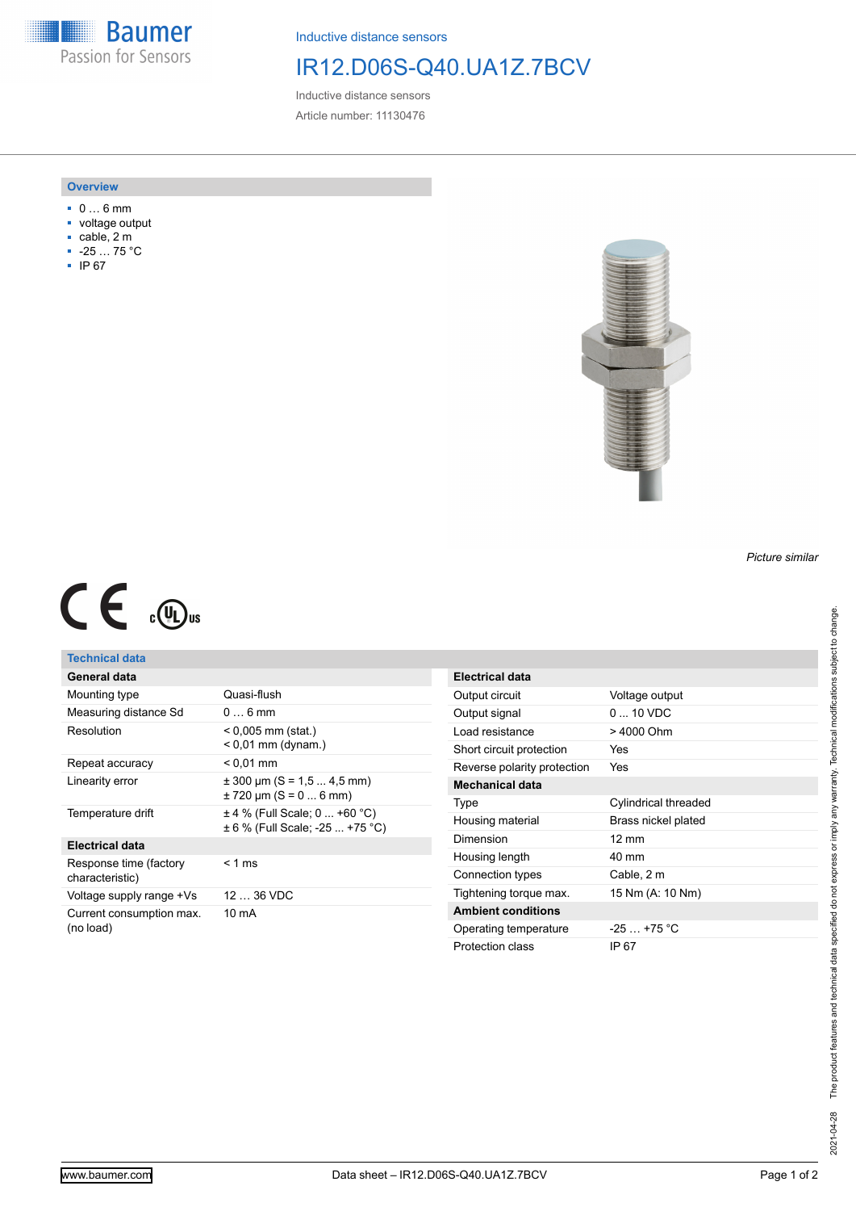Inductive distance sensors

# IR12.D06S-Q40.UA1Z.7BCV

Inductive distance sensors

Article number: 11130476

## Overview

- 0 … 6 mm
- voltage output
- cable, 2 m
- -25 … 75 °C
- IP 67

*Picture similar*

## Technical data

| General data | |
|---|---|
| Mounting type | Quasi-flush |
| Measuring distance Sd | 0 … 6 mm |
| Resolution | < 0,005 mm (stat.)<br>< 0,01 mm (dynam.) |
| Repeat accuracy | < 0,01 mm |
| Linearity error | ± 300 µm (S = 1,5 ... 4,5 mm)<br>± 720 µm (S = 0 ... 6 mm) |
| Temperature drift | ± 4 % (Full Scale; 0 ... +60 °C)<br>± 6 % (Full Scale; -25 ... +75 °C) |
| **Electrical data** | |
| Response time (factory characteristic) | < 1 ms |
| Voltage supply range +Vs | 12 … 36 VDC |
| Current consumption max. (no load) | 10 mA |

| Electrical data | |
|---|---|
| Output circuit | Voltage output |
| Output signal | 0 ... 10 VDC |
| Load resistance | > 4000 Ohm |
| Short circuit protection | Yes |
| Reverse polarity protection | Yes |
| **Mechanical data** | |
| Type | Cylindrical threaded |
| Housing material | Brass nickel plated |
| Dimension | 12 mm |
| Housing length | 40 mm |
| Connection types | Cable, 2 m |
| Tightening torque max. | 15 Nm (A: 10 Nm) |
| **Ambient conditions** | |
| Operating temperature | -25 … +75 °C |
| Protection class | IP 67 |

2021-04-28 The product features and technical data specified do not express or imply any warranty. Technical modifications subject to change.

www.baumer.com

Data sheet – IR12.D06S-Q40.UA1Z.7BCV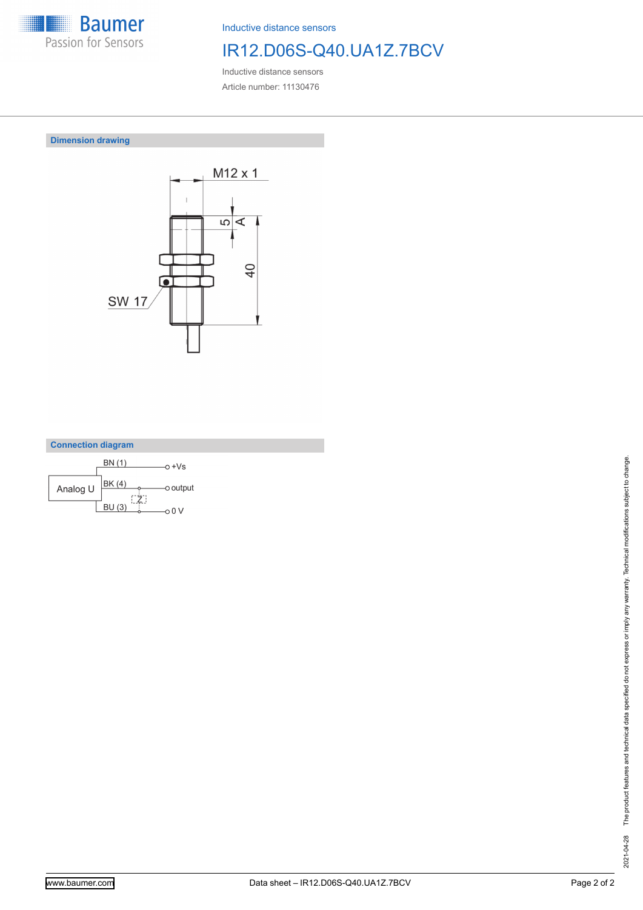Inductive distance sensors

# IR12.D06S-Q40.UA1Z.7BCV

Inductive distance sensors

Article number: 11130476

## Dimension drawing

M12 x 1

5

A

40

SW 17

## Connection diagram

Analog U

BN (1)

+Vs

BK (4)

output

Z

BU (3)

0 V

The product features and technical data specified do not express or imply any warranty. Technical modifications subject to change.

2021-04-28

www.baumer.com

Data sheet – IR12.D06S-Q40.UA1Z.7BCV